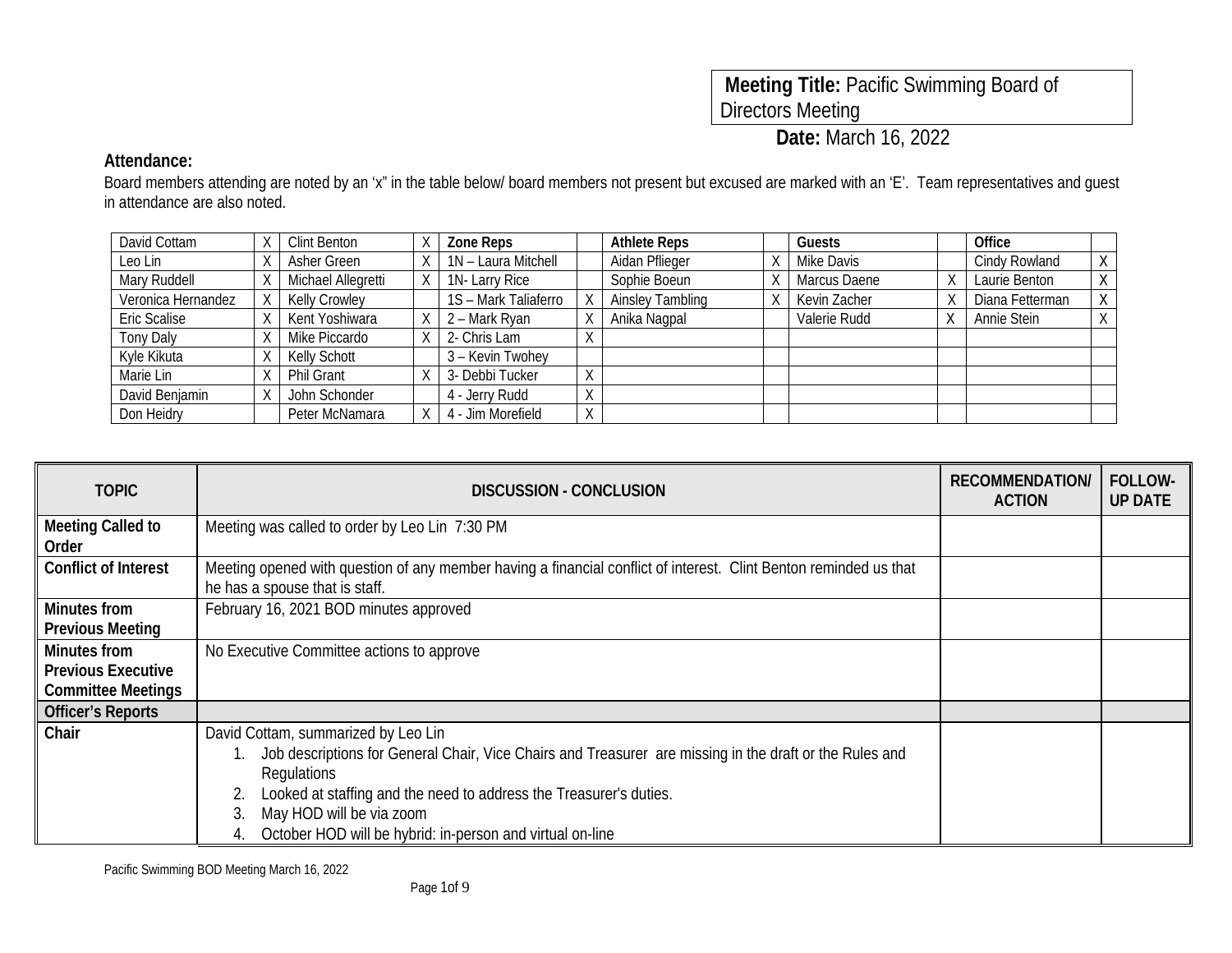**Meeting Title:** Pacific Swimming Board of Directors Meeting

**Date:** March 16, 2022

**Attendance:**

Board members attending are noted by an 'x" in the table below/ board members not present but excused are marked with an 'E'. Team representatives and guest in attendance are also noted.

| David Cottam | X | Clint Benton | X | **Zone Reps** | | **Athlete Reps** | | **Guests** | | **Office** | |
|---|---|---|---|---|---|---|---|---|---|---|---|
| Leo Lin | X | Asher Green | X | 1N – Laura Mitchell | | Aidan Pflieger | X | Mike Davis | | Cindy Rowland | X |
| Mary Ruddell | X | Michael Allegretti | X | 1N- Larry Rice | | Sophie Boeun | X | Marcus Daene | X | Laurie Benton | X |
| Veronica Hernandez | X | Kelly Crowley | | 1S – Mark Taliaferro | X | Ainsley Tambling | X | Kevin Zacher | X | Diana Fetterman | X |
| Eric Scalise | X | Kent Yoshiwara | X | 2 – Mark Ryan | X | Anika Nagpal | | Valerie Rudd | X | Annie Stein | X |
| Tony Daly | X | Mike Piccardo | X | 2- Chris Lam | X | | | | | | |
| Kyle Kikuta | X | Kelly Schott | | 3 – Kevin Twohey | | | | | | | |
| Marie Lin | X | Phil Grant | X | 3- Debbi Tucker | X | | | | | | |
| David Benjamin | X | John Schonder | | 4 - Jerry Rudd | X | | | | | | |
| Don Heidry | | Peter McNamara | X | 4 - Jim Morefield | X | | | | | | |

| TOPIC | DISCUSSION - CONCLUSION | RECOMMENDATION/ ACTION | FOLLOW-UP DATE |
|---|---|---|---|
| **Meeting Called to Order** | Meeting was called to order by Leo Lin 7:30 PM | | |
| **Conflict of Interest** | Meeting opened with question of any member having a financial conflict of interest. Clint Benton reminded us that he has a spouse that is staff. | | |
| **Minutes from Previous Meeting** | February 16, 2021 BOD minutes approved | | |
| **Minutes from Previous Executive Committee Meetings** | No Executive Committee actions to approve | | |
| **Officer's Reports** | | | |
| **Chair** | David Cottam, summarized by Leo Lin<br>1. Job descriptions for General Chair, Vice Chairs and Treasurer are missing in the draft or the Rules and Regulations<br>2. Looked at staffing and the need to address the Treasurer's duties.<br>3. May HOD will be via zoom<br>4. October HOD will be hybrid: in-person and virtual on-line | | |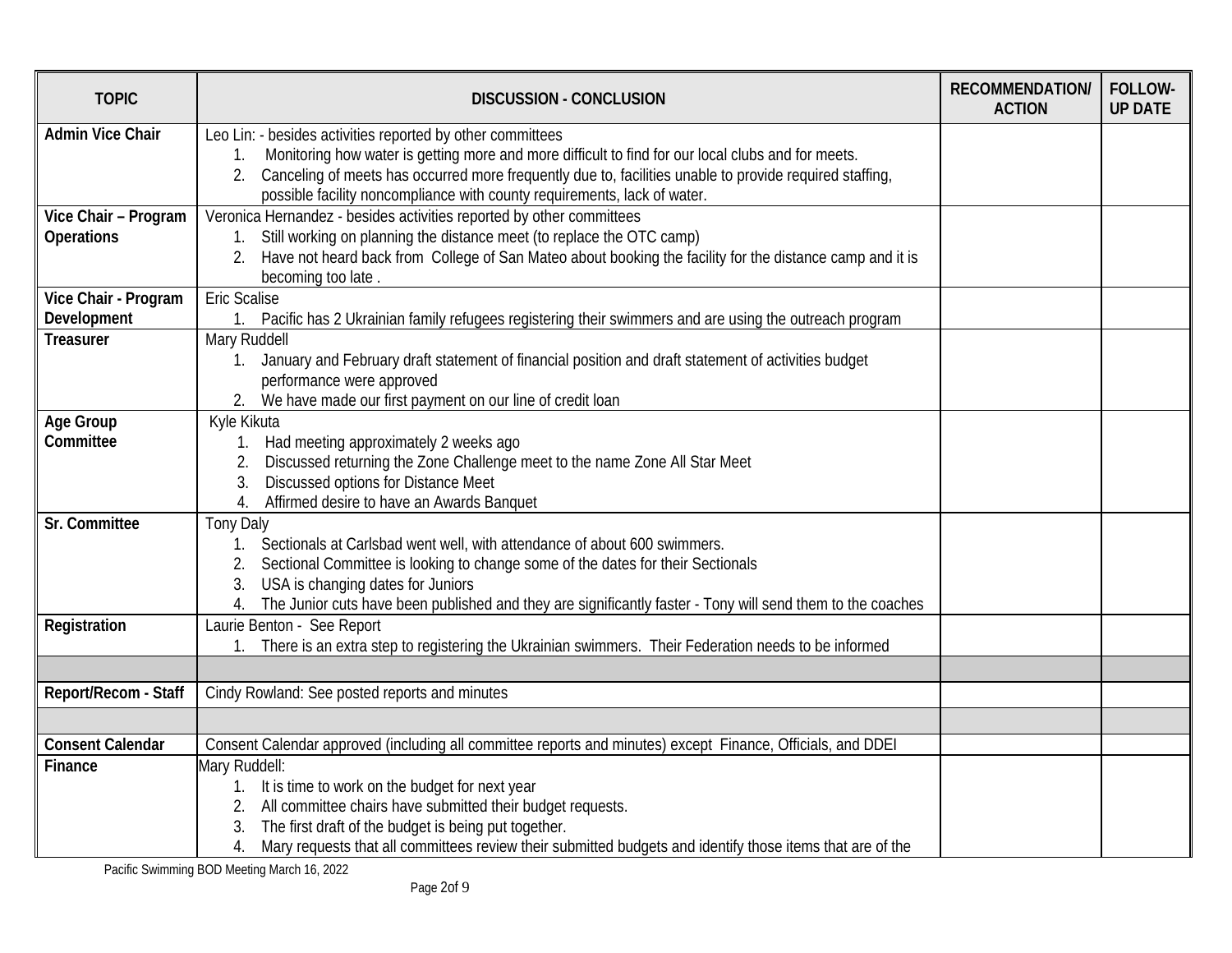| TOPIC | DISCUSSION - CONCLUSION | RECOMMENDATION/ ACTION | FOLLOW-UP DATE |
|---|---|---|---|
| **Admin Vice Chair** | Leo Lin: - besides activities reported by other committees<br>1. Monitoring how water is getting more and more difficult to find for our local clubs and for meets.<br>2. Canceling of meets has occurred more frequently due to, facilities unable to provide required staffing, possible facility noncompliance with county requirements, lack of water. | | |
| **Vice Chair – Program Operations** | Veronica Hernandez - besides activities reported by other committees<br>1. Still working on planning the distance meet (to replace the OTC camp)<br>2. Have not heard back from College of San Mateo about booking the facility for the distance camp and it is becoming too late . | | |
| **Vice Chair - Program Development** | Eric Scalise<br>1. Pacific has 2 Ukrainian family refugees registering their swimmers and are using the outreach program | | |
| **Treasurer** | Mary Ruddell<br>1. January and February draft statement of financial position and draft statement of activities budget performance were approved<br>2. We have made our first payment on our line of credit loan | | |
| **Age Group Committee** | Kyle Kikuta<br>1. Had meeting approximately 2 weeks ago<br>2. Discussed returning the Zone Challenge meet to the name Zone All Star Meet<br>3. Discussed options for Distance Meet<br>4. Affirmed desire to have an Awards Banquet | | |
| **Sr. Committee** | Tony Daly<br>1. Sectionals at Carlsbad went well, with attendance of about 600 swimmers.<br>2. Sectional Committee is looking to change some of the dates for their Sectionals<br>3. USA is changing dates for Juniors<br>4. The Junior cuts have been published and they are significantly faster - Tony will send them to the coaches | | |
| **Registration** | Laurie Benton - See Report<br>1. There is an extra step to registering the Ukrainian swimmers. Their Federation needs to be informed | | |
| | | | |
| **Report/Recom - Staff** | Cindy Rowland: See posted reports and minutes | | |
| | | | |
| **Consent Calendar** | Consent Calendar approved (including all committee reports and minutes) except Finance, Officials, and DDEI | | |
| **Finance** | Mary Ruddell:<br>1. It is time to work on the budget for next year<br>2. All committee chairs have submitted their budget requests.<br>3. The first draft of the budget is being put together.<br>4. Mary requests that all committees review their submitted budgets and identify those items that are of the | | |

Pacific Swimming BOD Meeting March 16, 2022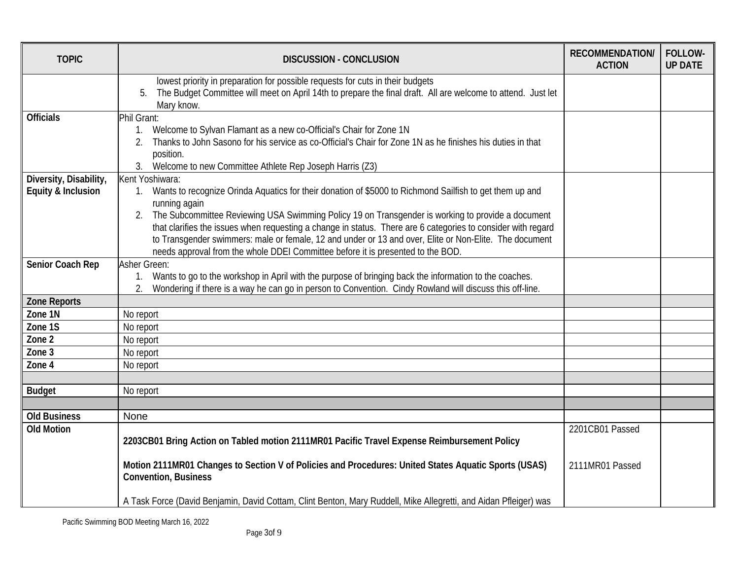| TOPIC | DISCUSSION - CONCLUSION | RECOMMENDATION/ ACTION | FOLLOW-UP DATE |
|---|---|---|---|
| | lowest priority in preparation for possible requests for cuts in their budgets<br>5. The Budget Committee will meet on April 14th to prepare the final draft. All are welcome to attend. Just let Mary know. | | |
| **Officials** | Phil Grant:<br>1. Welcome to Sylvan Flamant as a new co-Official's Chair for Zone 1N<br>2. Thanks to John Sasono for his service as co-Official's Chair for Zone 1N as he finishes his duties in that position.<br>3. Welcome to new Committee Athlete Rep Joseph Harris (Z3) | | |
| **Diversity, Disability, Equity & Inclusion** | Kent Yoshiwara:<br>1. Wants to recognize Orinda Aquatics for their donation of $5000 to Richmond Sailfish to get them up and running again<br>2. The Subcommittee Reviewing USA Swimming Policy 19 on Transgender is working to provide a document that clarifies the issues when requesting a change in status. There are 6 categories to consider with regard to Transgender swimmers: male or female, 12 and under or 13 and over, Elite or Non-Elite. The document needs approval from the whole DDEI Committee before it is presented to the BOD. | | |
| **Senior Coach Rep** | Asher Green:<br>1. Wants to go to the workshop in April with the purpose of bringing back the information to the coaches.<br>2. Wondering if there is a way he can go in person to Convention. Cindy Rowland will discuss this off-line. | | |
| **Zone Reports** | | | |
| **Zone 1N** | No report | | |
| **Zone 1S** | No report | | |
| **Zone 2** | No report | | |
| **Zone 3** | No report | | |
| **Zone 4** | No report | | |
| | | | |
| **Budget** | No report | | |
| | | | |
| **Old Business** | None | | |
| **Old Motion** | **2203CB01 Bring Action on Tabled motion 2111MR01 Pacific Travel Expense Reimbursement Policy**<br><br>**Motion 2111MR01 Changes to Section V of Policies and Procedures: United States Aquatic Sports (USAS) Convention, Business**<br><br>A Task Force (David Benjamin, David Cottam, Clint Benton, Mary Ruddell, Mike Allegretti, and Aidan Pfleiger) was | 2201CB01 Passed<br><br>2111MR01 Passed | |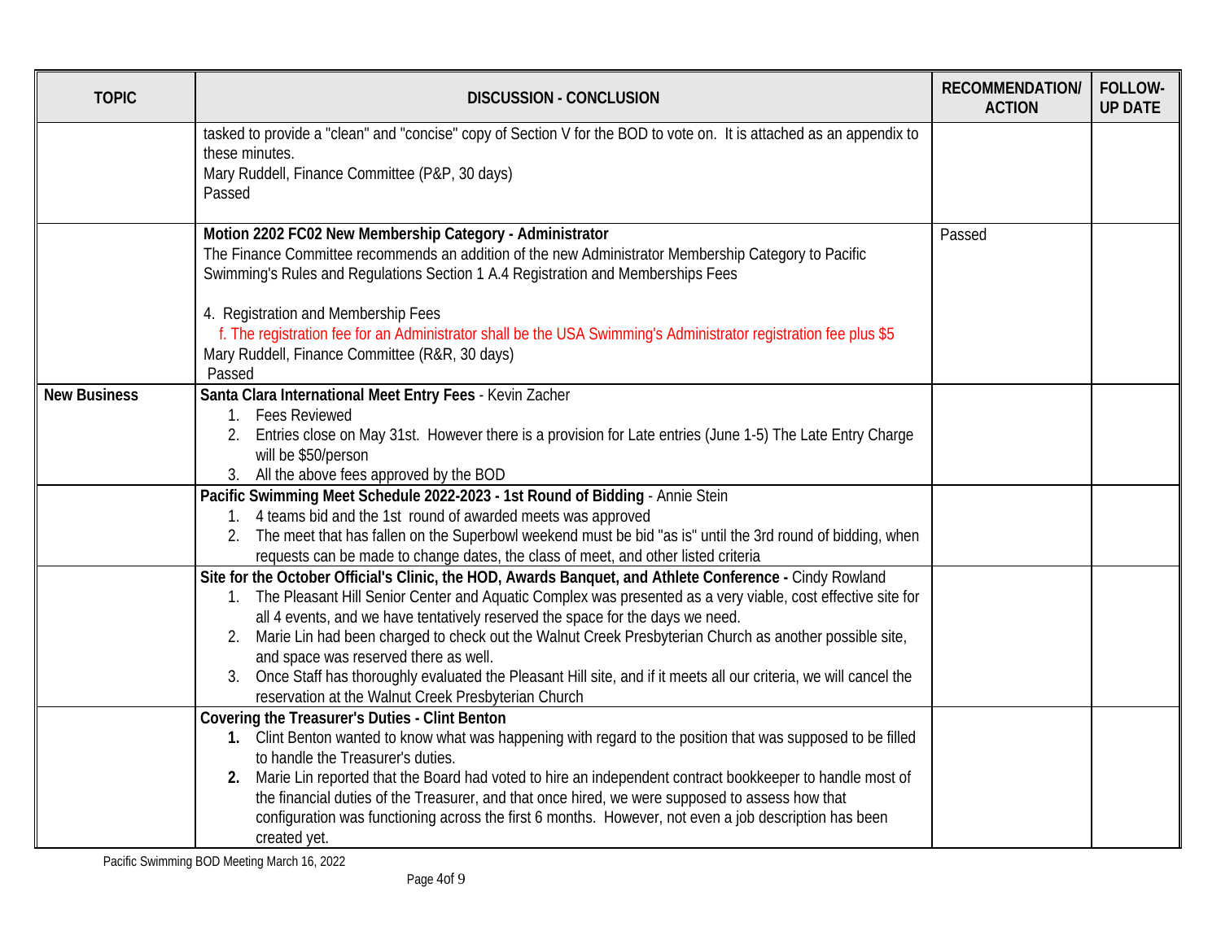| TOPIC | DISCUSSION - CONCLUSION | RECOMMENDATION/ ACTION | FOLLOW-UP DATE |
|---|---|---|---|
| | tasked to provide a "clean" and "concise" copy of Section V for the BOD to vote on. It is attached as an appendix to these minutes.<br>Mary Ruddell, Finance Committee (P&P, 30 days)<br>Passed | | |
| | **Motion 2202 FC02 New Membership Category - Administrator**<br>The Finance Committee recommends an addition of the new Administrator Membership Category to Pacific Swimming's Rules and Regulations Section 1 A.4 Registration and Memberships Fees<br><br>4. Registration and Membership Fees<br>f. The registration fee for an Administrator shall be the USA Swimming's Administrator registration fee plus $5<br>Mary Ruddell, Finance Committee (R&R, 30 days)<br>Passed | Passed | |
| **New Business** | **Santa Clara International Meet Entry Fees** - Kevin Zacher<br>1. Fees Reviewed<br>2. Entries close on May 31st. However there is a provision for Late entries (June 1-5) The Late Entry Charge will be $50/person<br>3. All the above fees approved by the BOD | | |
| | **Pacific Swimming Meet Schedule 2022-2023 - 1st Round of Bidding** - Annie Stein<br>1. 4 teams bid and the 1st round of awarded meets was approved<br>2. The meet that has fallen on the Superbowl weekend must be bid "as is" until the 3rd round of bidding, when requests can be made to change dates, the class of meet, and other listed criteria | | |
| | **Site for the October Official's Clinic, the HOD, Awards Banquet, and Athlete Conference -** Cindy Rowland<br>1. The Pleasant Hill Senior Center and Aquatic Complex was presented as a very viable, cost effective site for all 4 events, and we have tentatively reserved the space for the days we need.<br>2. Marie Lin had been charged to check out the Walnut Creek Presbyterian Church as another possible site, and space was reserved there as well.<br>3. Once Staff has thoroughly evaluated the Pleasant Hill site, and if it meets all our criteria, we will cancel the reservation at the Walnut Creek Presbyterian Church | | |
| | **Covering the Treasurer's Duties - Clint Benton**<br>**1.** Clint Benton wanted to know what was happening with regard to the position that was supposed to be filled to handle the Treasurer's duties.<br>**2.** Marie Lin reported that the Board had voted to hire an independent contract bookkeeper to handle most of the financial duties of the Treasurer, and that once hired, we were supposed to assess how that configuration was functioning across the first 6 months. However, not even a job description has been created yet. | | |

Pacific Swimming BOD Meeting March 16, 2022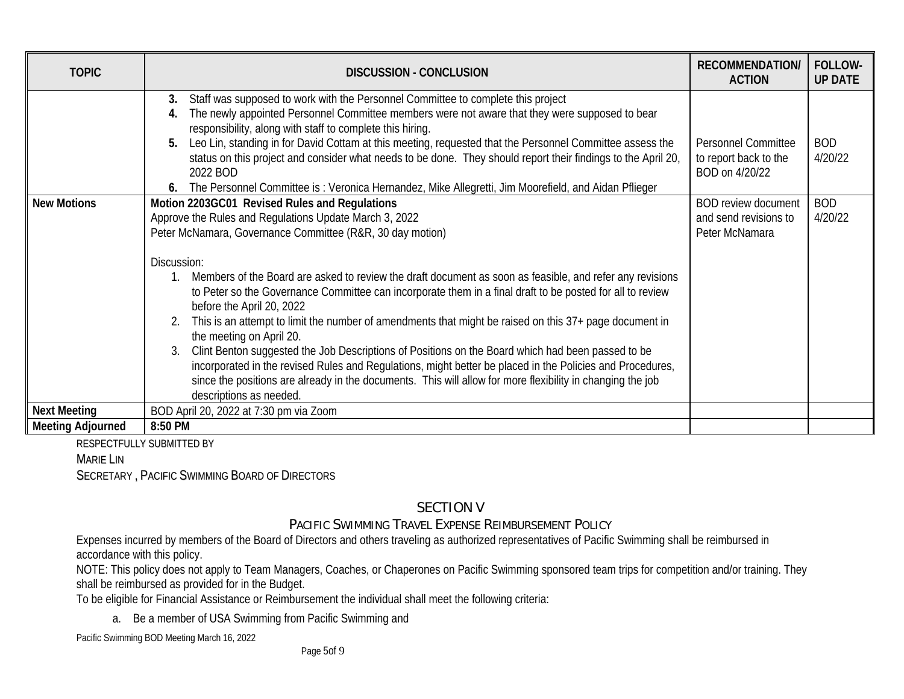| TOPIC | DISCUSSION - CONCLUSION | RECOMMENDATION/ ACTION | FOLLOW-UP DATE |
|---|---|---|---|
| | **3.** Staff was supposed to work with the Personnel Committee to complete this project<br>**4.** The newly appointed Personnel Committee members were not aware that they were supposed to bear responsibility, along with staff to complete this hiring.<br>**5.** Leo Lin, standing in for David Cottam at this meeting, requested that the Personnel Committee assess the status on this project and consider what needs to be done. They should report their findings to the April 20, 2022 BOD<br>**6.** The Personnel Committee is : Veronica Hernandez, Mike Allegretti, Jim Moorefield, and Aidan Pflieger | Personnel Committee to report back to the BOD on 4/20/22 | BOD 4/20/22 |
| **New Motions** | **Motion 2203GC01 Revised Rules and Regulations**<br>Approve the Rules and Regulations Update March 3, 2022<br>Peter McNamara, Governance Committee (R&R, 30 day motion)<br><br>Discussion:<br>1. Members of the Board are asked to review the draft document as soon as feasible, and refer any revisions to Peter so the Governance Committee can incorporate them in a final draft to be posted for all to review before the April 20, 2022<br>2. This is an attempt to limit the number of amendments that might be raised on this 37+ page document in the meeting on April 20.<br>3. Clint Benton suggested the Job Descriptions of Positions on the Board which had been passed to be incorporated in the revised Rules and Regulations, might better be placed in the Policies and Procedures, since the positions are already in the documents. This will allow for more flexibility in changing the job descriptions as needed. | BOD review document and send revisions to Peter McNamara | BOD 4/20/22 |
| **Next Meeting** | BOD April 20, 2022 at 7:30 pm via Zoom | | |
| **Meeting Adjourned** | **8:50 PM** | | |

RESPECTFULLY SUBMITTED BY

MARIE LIN

SECRETARY , PACIFIC SWIMMING BOARD OF DIRECTORS

## SECTION V

### PACIFIC SWIMMING TRAVEL EXPENSE REIMBURSEMENT POLICY

Expenses incurred by members of the Board of Directors and others traveling as authorized representatives of Pacific Swimming shall be reimbursed in accordance with this policy.

NOTE: This policy does not apply to Team Managers, Coaches, or Chaperones on Pacific Swimming sponsored team trips for competition and/or training. They shall be reimbursed as provided for in the Budget.

To be eligible for Financial Assistance or Reimbursement the individual shall meet the following criteria:

a. Be a member of USA Swimming from Pacific Swimming and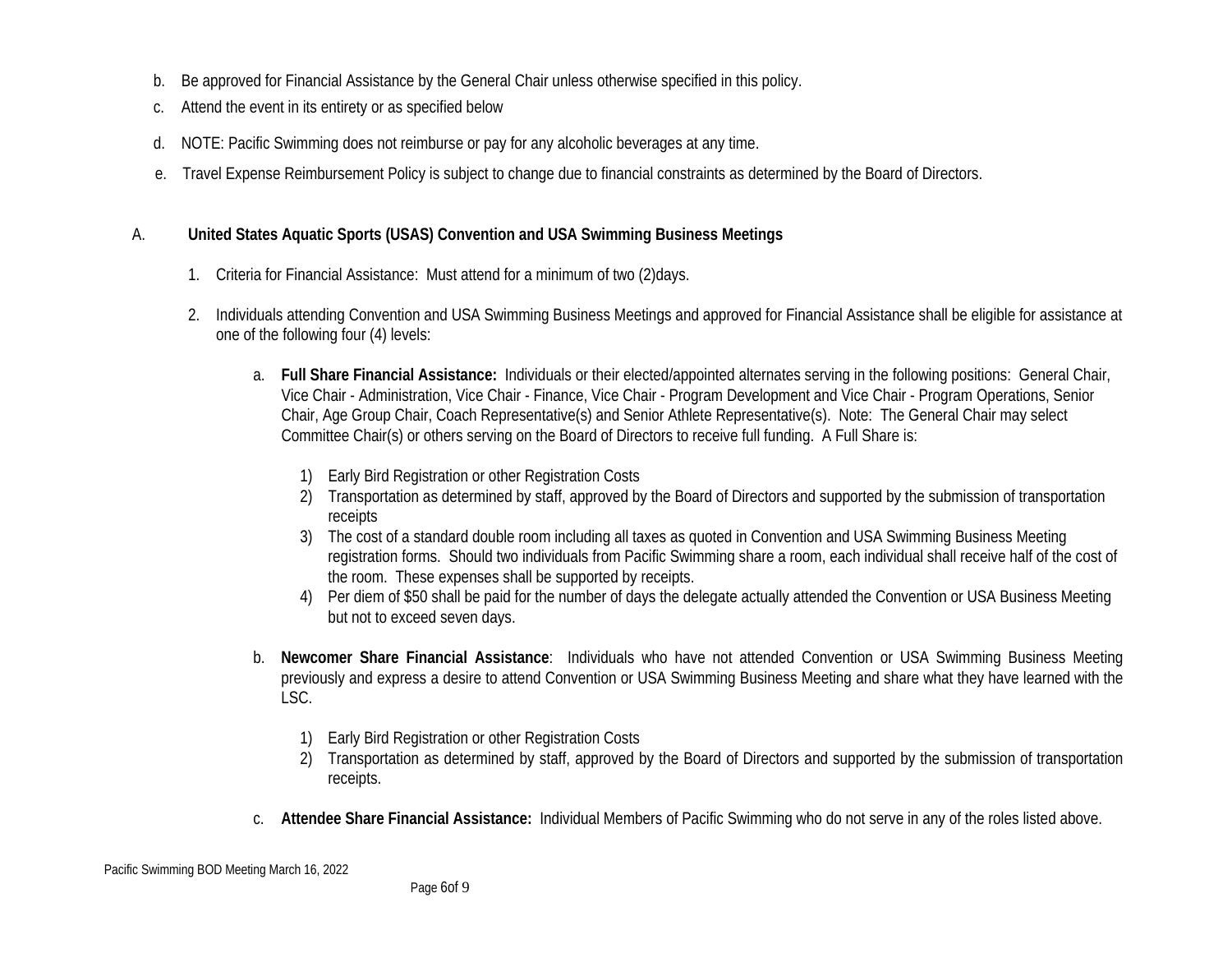b. Be approved for Financial Assistance by the General Chair unless otherwise specified in this policy.

c. Attend the event in its entirety or as specified below

d. NOTE: Pacific Swimming does not reimburse or pay for any alcoholic beverages at any time.

e. Travel Expense Reimbursement Policy is subject to change due to financial constraints as determined by the Board of Directors.

A. **United States Aquatic Sports (USAS) Convention and USA Swimming Business Meetings**

1. Criteria for Financial Assistance: Must attend for a minimum of two (2)days.

2. Individuals attending Convention and USA Swimming Business Meetings and approved for Financial Assistance shall be eligible for assistance at one of the following four (4) levels:

   a. **Full Share Financial Assistance:** Individuals or their elected/appointed alternates serving in the following positions: General Chair, Vice Chair - Administration, Vice Chair - Finance, Vice Chair - Program Development and Vice Chair - Program Operations, Senior Chair, Age Group Chair, Coach Representative(s) and Senior Athlete Representative(s). Note: The General Chair may select Committee Chair(s) or others serving on the Board of Directors to receive full funding. A Full Share is:

      1) Early Bird Registration or other Registration Costs
      2) Transportation as determined by staff, approved by the Board of Directors and supported by the submission of transportation receipts
      3) The cost of a standard double room including all taxes as quoted in Convention and USA Swimming Business Meeting registration forms. Should two individuals from Pacific Swimming share a room, each individual shall receive half of the cost of the room. These expenses shall be supported by receipts.
      4) Per diem of $50 shall be paid for the number of days the delegate actually attended the Convention or USA Business Meeting but not to exceed seven days.

   b. **Newcomer Share Financial Assistance**: Individuals who have not attended Convention or USA Swimming Business Meeting previously and express a desire to attend Convention or USA Swimming Business Meeting and share what they have learned with the LSC.

      1) Early Bird Registration or other Registration Costs
      2) Transportation as determined by staff, approved by the Board of Directors and supported by the submission of transportation receipts.

   c. **Attendee Share Financial Assistance:** Individual Members of Pacific Swimming who do not serve in any of the roles listed above.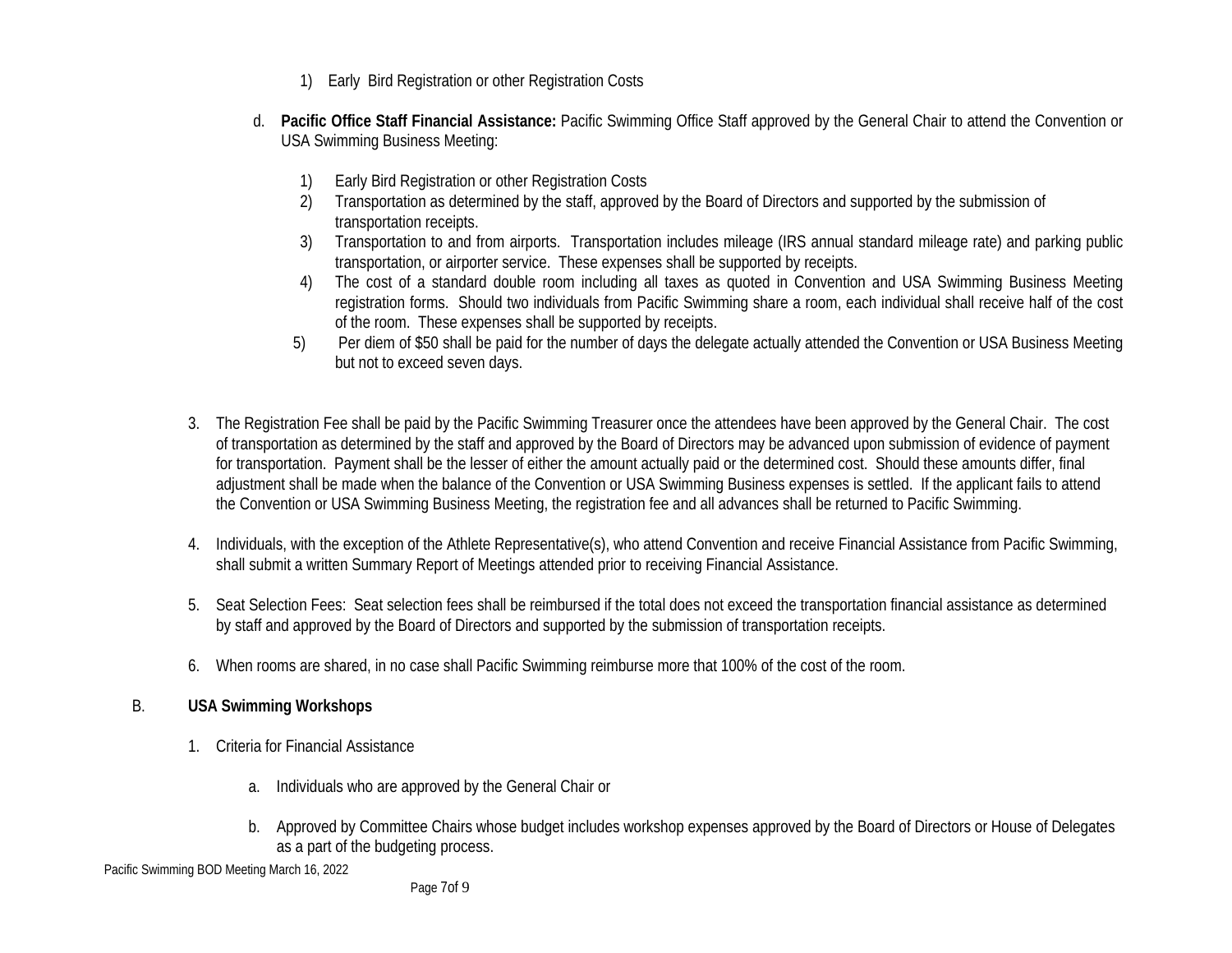1) Early Bird Registration or other Registration Costs

d. **Pacific Office Staff Financial Assistance:** Pacific Swimming Office Staff approved by the General Chair to attend the Convention or USA Swimming Business Meeting:

   1) Early Bird Registration or other Registration Costs
   2) Transportation as determined by the staff, approved by the Board of Directors and supported by the submission of transportation receipts.
   3) Transportation to and from airports. Transportation includes mileage (IRS annual standard mileage rate) and parking public transportation, or airporter service. These expenses shall be supported by receipts.
   4) The cost of a standard double room including all taxes as quoted in Convention and USA Swimming Business Meeting registration forms. Should two individuals from Pacific Swimming share a room, each individual shall receive half of the cost of the room. These expenses shall be supported by receipts.
   5) Per diem of $50 shall be paid for the number of days the delegate actually attended the Convention or USA Business Meeting but not to exceed seven days.

3. The Registration Fee shall be paid by the Pacific Swimming Treasurer once the attendees have been approved by the General Chair. The cost of transportation as determined by the staff and approved by the Board of Directors may be advanced upon submission of evidence of payment for transportation. Payment shall be the lesser of either the amount actually paid or the determined cost. Should these amounts differ, final adjustment shall be made when the balance of the Convention or USA Swimming Business expenses is settled. If the applicant fails to attend the Convention or USA Swimming Business Meeting, the registration fee and all advances shall be returned to Pacific Swimming.

4. Individuals, with the exception of the Athlete Representative(s), who attend Convention and receive Financial Assistance from Pacific Swimming, shall submit a written Summary Report of Meetings attended prior to receiving Financial Assistance.

5. Seat Selection Fees: Seat selection fees shall be reimbursed if the total does not exceed the transportation financial assistance as determined by staff and approved by the Board of Directors and supported by the submission of transportation receipts.

6. When rooms are shared, in no case shall Pacific Swimming reimburse more that 100% of the cost of the room.

B. **USA Swimming Workshops**

1. Criteria for Financial Assistance

   a. Individuals who are approved by the General Chair or

   b. Approved by Committee Chairs whose budget includes workshop expenses approved by the Board of Directors or House of Delegates as a part of the budgeting process.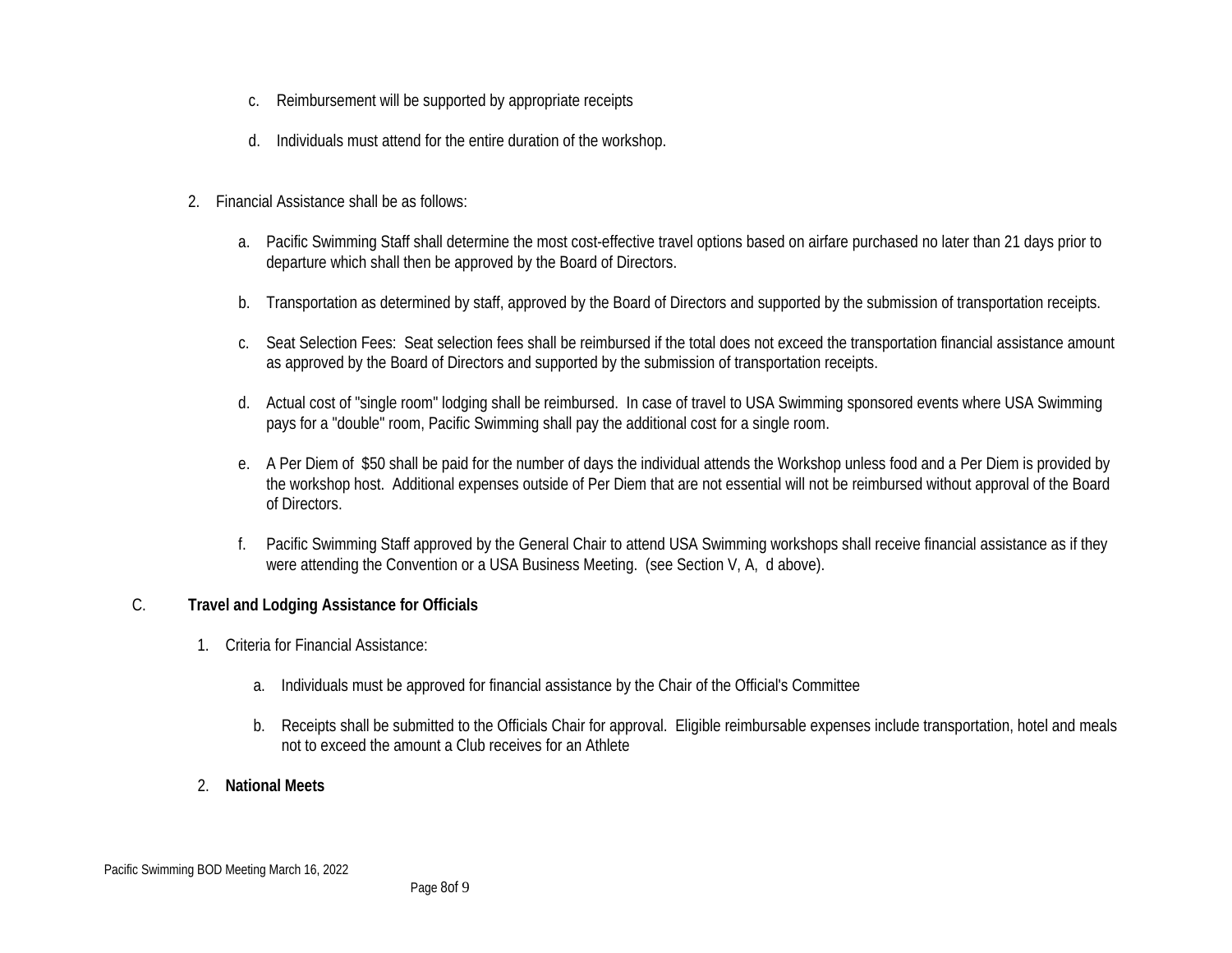c. Reimbursement will be supported by appropriate receipts

d. Individuals must attend for the entire duration of the workshop.

2. Financial Assistance shall be as follows:

   a. Pacific Swimming Staff shall determine the most cost-effective travel options based on airfare purchased no later than 21 days prior to departure which shall then be approved by the Board of Directors.

   b. Transportation as determined by staff, approved by the Board of Directors and supported by the submission of transportation receipts.

   c. Seat Selection Fees: Seat selection fees shall be reimbursed if the total does not exceed the transportation financial assistance amount as approved by the Board of Directors and supported by the submission of transportation receipts.

   d. Actual cost of "single room" lodging shall be reimbursed. In case of travel to USA Swimming sponsored events where USA Swimming pays for a "double" room, Pacific Swimming shall pay the additional cost for a single room.

   e. A Per Diem of $50 shall be paid for the number of days the individual attends the Workshop unless food and a Per Diem is provided by the workshop host. Additional expenses outside of Per Diem that are not essential will not be reimbursed without approval of the Board of Directors.

   f. Pacific Swimming Staff approved by the General Chair to attend USA Swimming workshops shall receive financial assistance as if they were attending the Convention or a USA Business Meeting. (see Section V, A, d above).

C. **Travel and Lodging Assistance for Officials**

1. Criteria for Financial Assistance:

   a. Individuals must be approved for financial assistance by the Chair of the Official's Committee

   b. Receipts shall be submitted to the Officials Chair for approval. Eligible reimbursable expenses include transportation, hotel and meals not to exceed the amount a Club receives for an Athlete

2. **National Meets**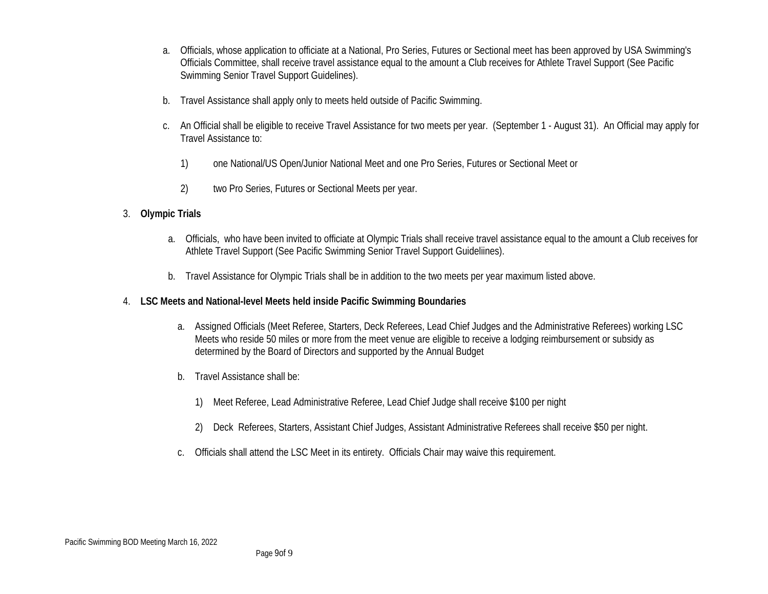a. Officials, whose application to officiate at a National, Pro Series, Futures or Sectional meet has been approved by USA Swimming's Officials Committee, shall receive travel assistance equal to the amount a Club receives for Athlete Travel Support (See Pacific Swimming Senior Travel Support Guidelines).

b. Travel Assistance shall apply only to meets held outside of Pacific Swimming.

c. An Official shall be eligible to receive Travel Assistance for two meets per year. (September 1 - August 31). An Official may apply for Travel Assistance to:

   1) one National/US Open/Junior National Meet and one Pro Series, Futures or Sectional Meet or

   2) two Pro Series, Futures or Sectional Meets per year.

3. **Olympic Trials**

   a. Officials, who have been invited to officiate at Olympic Trials shall receive travel assistance equal to the amount a Club receives for Athlete Travel Support (See Pacific Swimming Senior Travel Support Guideliines).

   b. Travel Assistance for Olympic Trials shall be in addition to the two meets per year maximum listed above.

4. **LSC Meets and National-level Meets held inside Pacific Swimming Boundaries**

   a. Assigned Officials (Meet Referee, Starters, Deck Referees, Lead Chief Judges and the Administrative Referees) working LSC Meets who reside 50 miles or more from the meet venue are eligible to receive a lodging reimbursement or subsidy as determined by the Board of Directors and supported by the Annual Budget

   b. Travel Assistance shall be:

      1) Meet Referee, Lead Administrative Referee, Lead Chief Judge shall receive $100 per night

      2) Deck Referees, Starters, Assistant Chief Judges, Assistant Administrative Referees shall receive $50 per night.

   c. Officials shall attend the LSC Meet in its entirety. Officials Chair may waive this requirement.